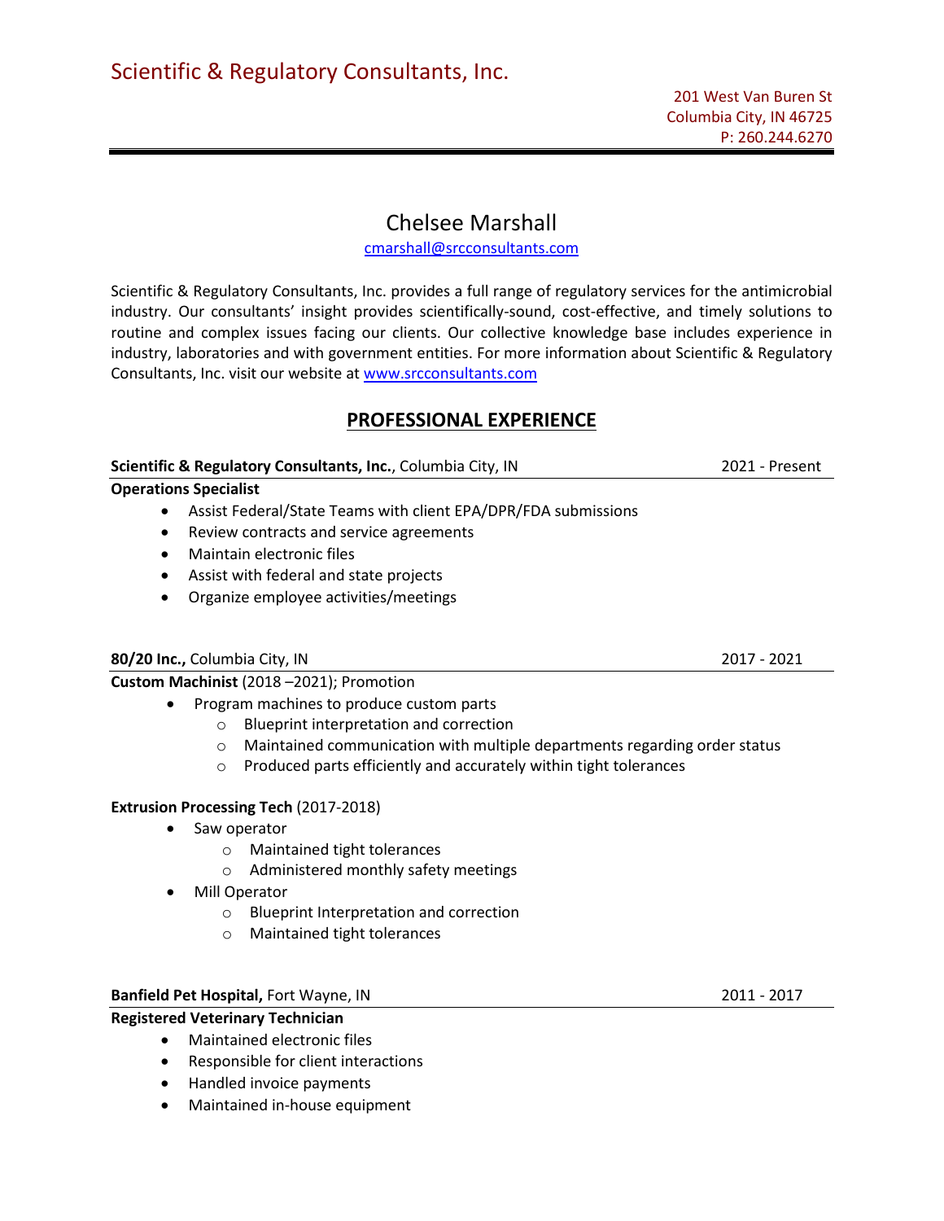# Scientific & Regulatory Consultants, Inc.

201 West Van Buren St
Columbia City, IN 46725
P: 260.244.6270

## Chelsee Marshall

cmarshall@srcconsultants.com

Scientific & Regulatory Consultants, Inc. provides a full range of regulatory services for the antimicrobial industry. Our consultants' insight provides scientifically-sound, cost-effective, and timely solutions to routine and complex issues facing our clients. Our collective knowledge base includes experience in industry, laboratories and with government entities. For more information about Scientific & Regulatory Consultants, Inc. visit our website at www.srcconsultants.com

## PROFESSIONAL EXPERIENCE

**Scientific & Regulatory Consultants, Inc.**, Columbia City, IN — 2021 - Present

**Operations Specialist**

- Assist Federal/State Teams with client EPA/DPR/FDA submissions
- Review contracts and service agreements
- Maintain electronic files
- Assist with federal and state projects
- Organize employee activities/meetings

**80/20 Inc.,** Columbia City, IN — 2017 - 2021

**Custom Machinist** (2018 –2021); Promotion

- Program machines to produce custom parts
  - Blueprint interpretation and correction
  - Maintained communication with multiple departments regarding order status
  - Produced parts efficiently and accurately within tight tolerances

**Extrusion Processing Tech** (2017-2018)

- Saw operator
  - Maintained tight tolerances
  - Administered monthly safety meetings
- Mill Operator
  - Blueprint Interpretation and correction
  - Maintained tight tolerances

**Banfield Pet Hospital,** Fort Wayne, IN — 2011 - 2017

**Registered Veterinary Technician**

- Maintained electronic files
- Responsible for client interactions
- Handled invoice payments
- Maintained in-house equipment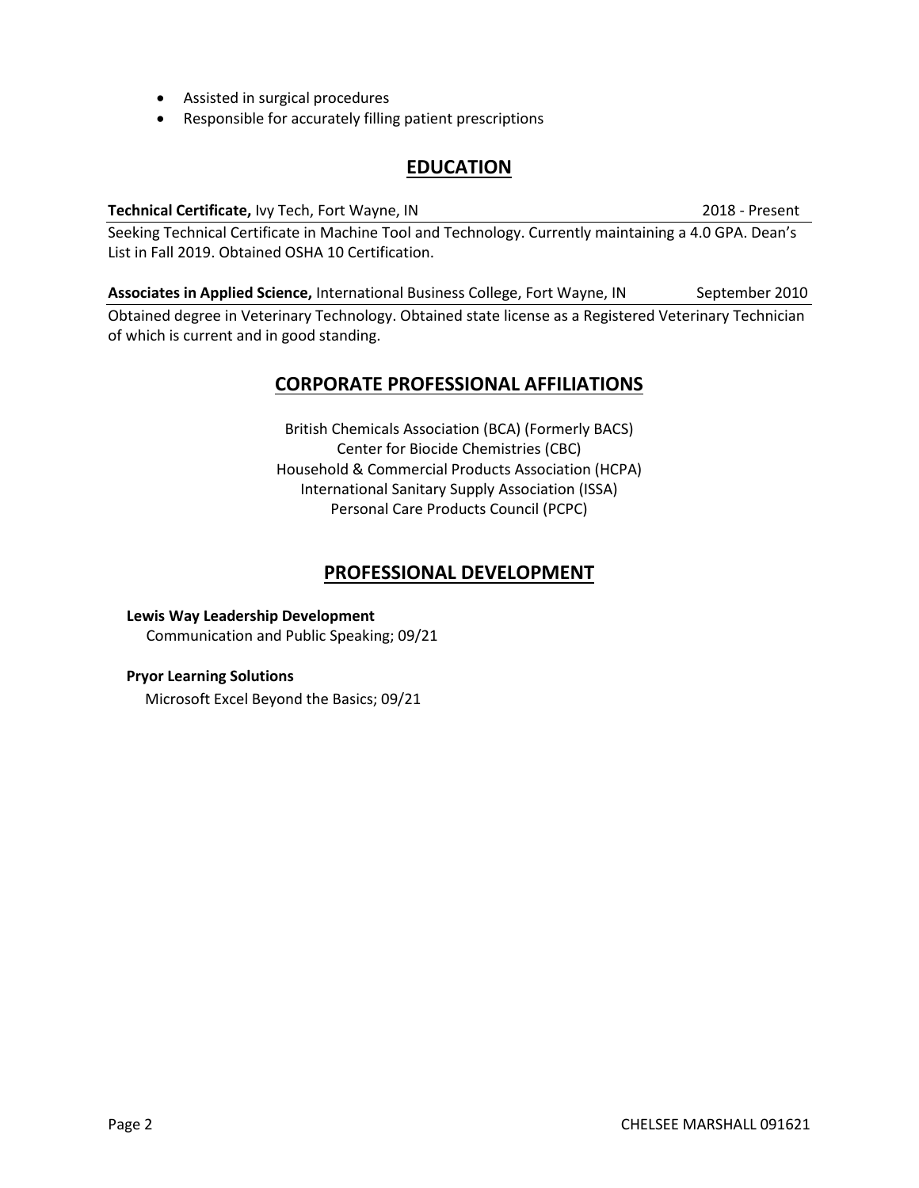- Assisted in surgical procedures
- Responsible for accurately filling patient prescriptions

## EDUCATION

**Technical Certificate,** Ivy Tech, Fort Wayne, IN — 2018 - Present

Seeking Technical Certificate in Machine Tool and Technology. Currently maintaining a 4.0 GPA. Dean's List in Fall 2019. Obtained OSHA 10 Certification.

**Associates in Applied Science,** International Business College, Fort Wayne, IN — September 2010

Obtained degree in Veterinary Technology. Obtained state license as a Registered Veterinary Technician of which is current and in good standing.

## CORPORATE PROFESSIONAL AFFILIATIONS

British Chemicals Association (BCA) (Formerly BACS)
Center for Biocide Chemistries (CBC)
Household & Commercial Products Association (HCPA)
International Sanitary Supply Association (ISSA)
Personal Care Products Council (PCPC)

## PROFESSIONAL DEVELOPMENT

**Lewis Way Leadership Development**
Communication and Public Speaking; 09/21

**Pryor Learning Solutions**
Microsoft Excel Beyond the Basics; 09/21